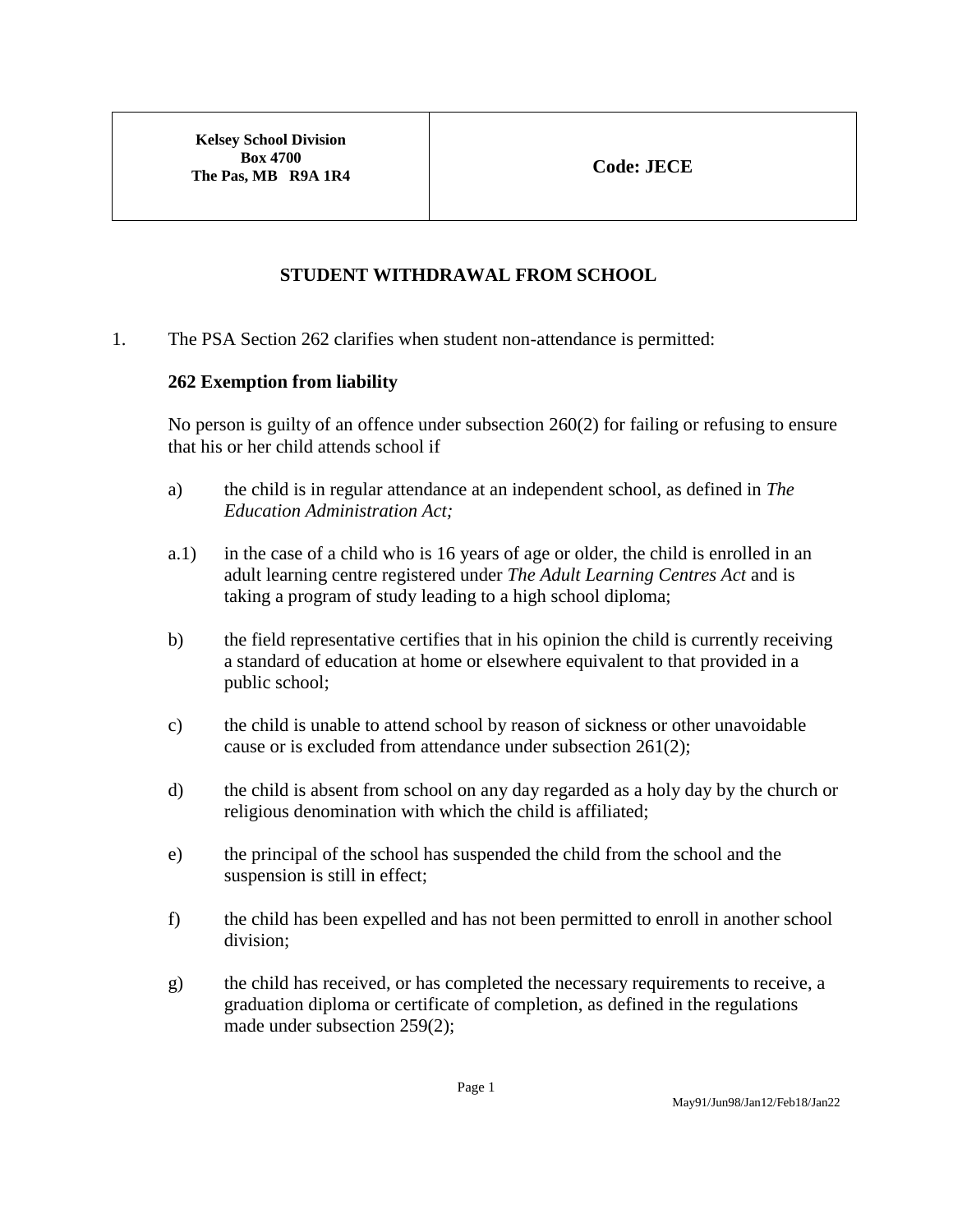| Kelsey School Division<br>Box 4700<br>The Pas, MB R9A 1R4 | Code: JECE |
| --- | --- |

# STUDENT WITHDRAWAL FROM SCHOOL

1. The PSA Section 262 clarifies when student non-attendance is permitted:

**262 Exemption from liability**

No person is guilty of an offence under subsection 260(2) for failing or refusing to ensure that his or her child attends school if

a) the child is in regular attendance at an independent school, as defined in *The Education Administration Act;*

a.1) in the case of a child who is 16 years of age or older, the child is enrolled in an adult learning centre registered under *The Adult Learning Centres Act* and is taking a program of study leading to a high school diploma;

b) the field representative certifies that in his opinion the child is currently receiving a standard of education at home or elsewhere equivalent to that provided in a public school;

c) the child is unable to attend school by reason of sickness or other unavoidable cause or is excluded from attendance under subsection 261(2);

d) the child is absent from school on any day regarded as a holy day by the church or religious denomination with which the child is affiliated;

e) the principal of the school has suspended the child from the school and the suspension is still in effect;

f) the child has been expelled and has not been permitted to enroll in another school division;

g) the child has received, or has completed the necessary requirements to receive, a graduation diploma or certificate of completion, as defined in the regulations made under subsection 259(2);

May91/Jun98/Jan12/Feb18/Jan22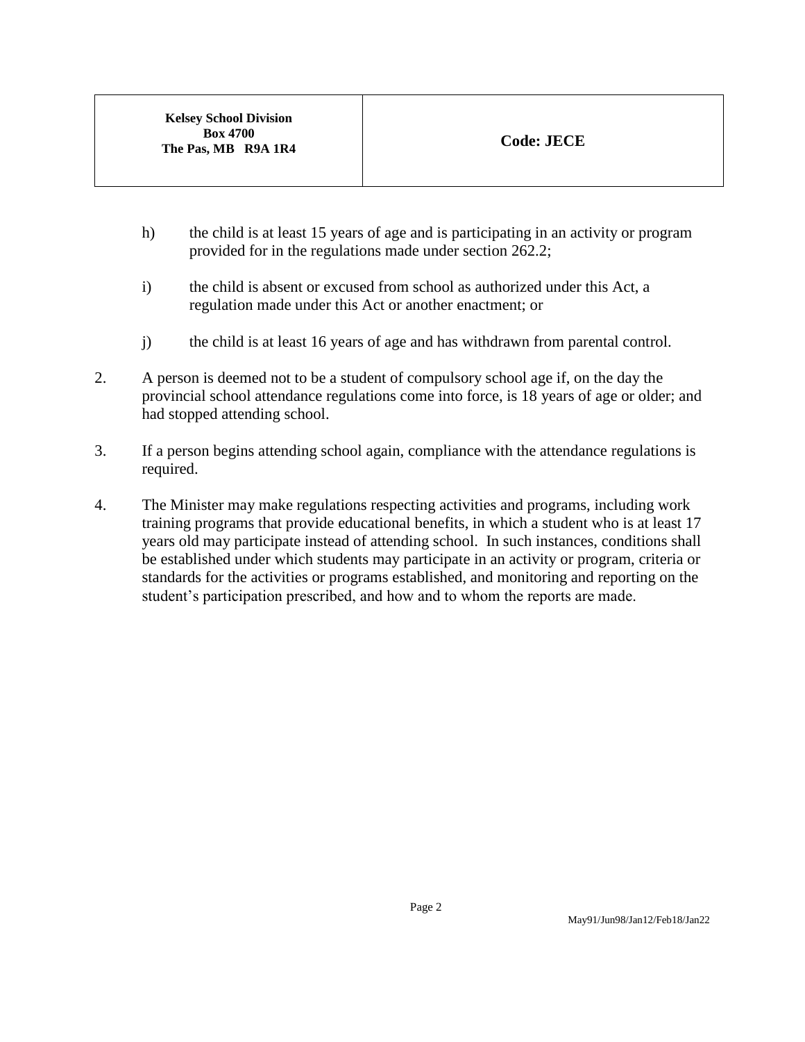h) the child is at least 15 years of age and is participating in an activity or program provided for in the regulations made under section 262.2;

i) the child is absent or excused from school as authorized under this Act, a regulation made under this Act or another enactment; or

j) the child is at least 16 years of age and has withdrawn from parental control.

2. A person is deemed not to be a student of compulsory school age if, on the day the provincial school attendance regulations come into force, is 18 years of age or older; and had stopped attending school.

3. If a person begins attending school again, compliance with the attendance regulations is required.

4. The Minister may make regulations respecting activities and programs, including work training programs that provide educational benefits, in which a student who is at least 17 years old may participate instead of attending school. In such instances, conditions shall be established under which students may participate in an activity or program, criteria or standards for the activities or programs established, and monitoring and reporting on the student's participation prescribed, and how and to whom the reports are made.